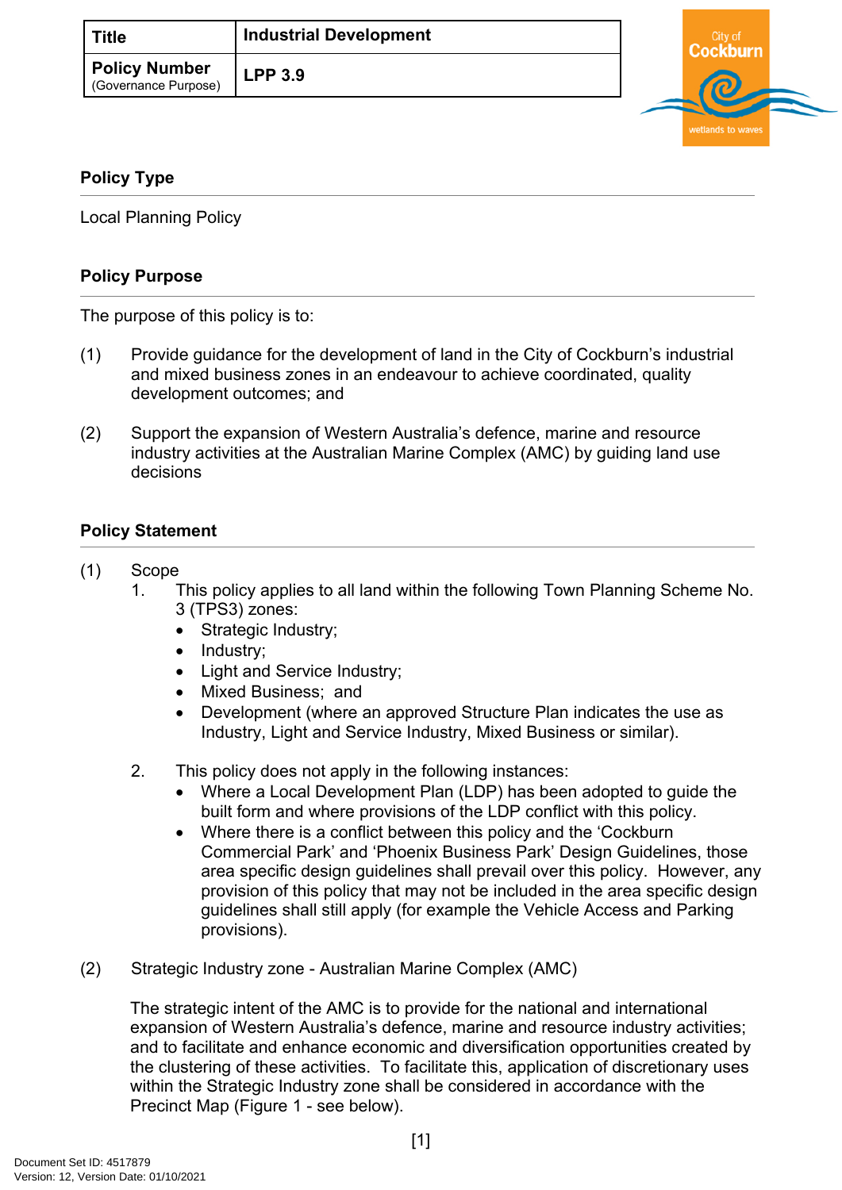| Title | Industrial Development |
| --- | --- |
| Policy Number (Governance Purpose) | LPP 3.9 |

## Policy Type

Local Planning Policy

## Policy Purpose

The purpose of this policy is to:

(1) Provide guidance for the development of land in the City of Cockburn's industrial and mixed business zones in an endeavour to achieve coordinated, quality development outcomes; and

(2) Support the expansion of Western Australia's defence, marine and resource industry activities at the Australian Marine Complex (AMC) by guiding land use decisions

## Policy Statement

(1) Scope

1. This policy applies to all land within the following Town Planning Scheme No. 3 (TPS3) zones:
   - Strategic Industry;
   - Industry;
   - Light and Service Industry;
   - Mixed Business; and
   - Development (where an approved Structure Plan indicates the use as Industry, Light and Service Industry, Mixed Business or similar).

2. This policy does not apply in the following instances:
   - Where a Local Development Plan (LDP) has been adopted to guide the built form and where provisions of the LDP conflict with this policy.
   - Where there is a conflict between this policy and the 'Cockburn Commercial Park' and 'Phoenix Business Park' Design Guidelines, those area specific design guidelines shall prevail over this policy. However, any provision of this policy that may not be included in the area specific design guidelines shall still apply (for example the Vehicle Access and Parking provisions).

(2) Strategic Industry zone - Australian Marine Complex (AMC)

The strategic intent of the AMC is to provide for the national and international expansion of Western Australia's defence, marine and resource industry activities; and to facilitate and enhance economic and diversification opportunities created by the clustering of these activities. To facilitate this, application of discretionary uses within the Strategic Industry zone shall be considered in accordance with the Precinct Map (Figure 1 - see below).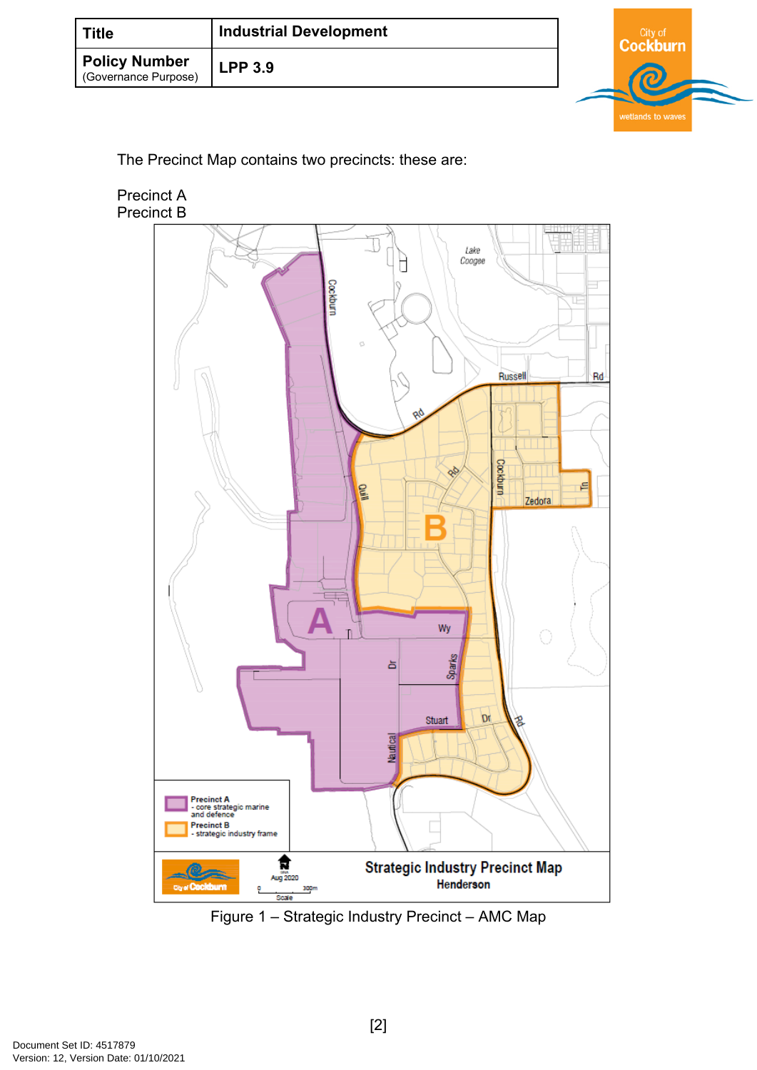| Title | Industrial Development |
| --- | --- |
| Policy Number (Governance Purpose) | LPP 3.9 |

The Precinct Map contains two precincts: these are:

Precinct A
Precinct B

Figure 1 – Strategic Industry Precinct – AMC Map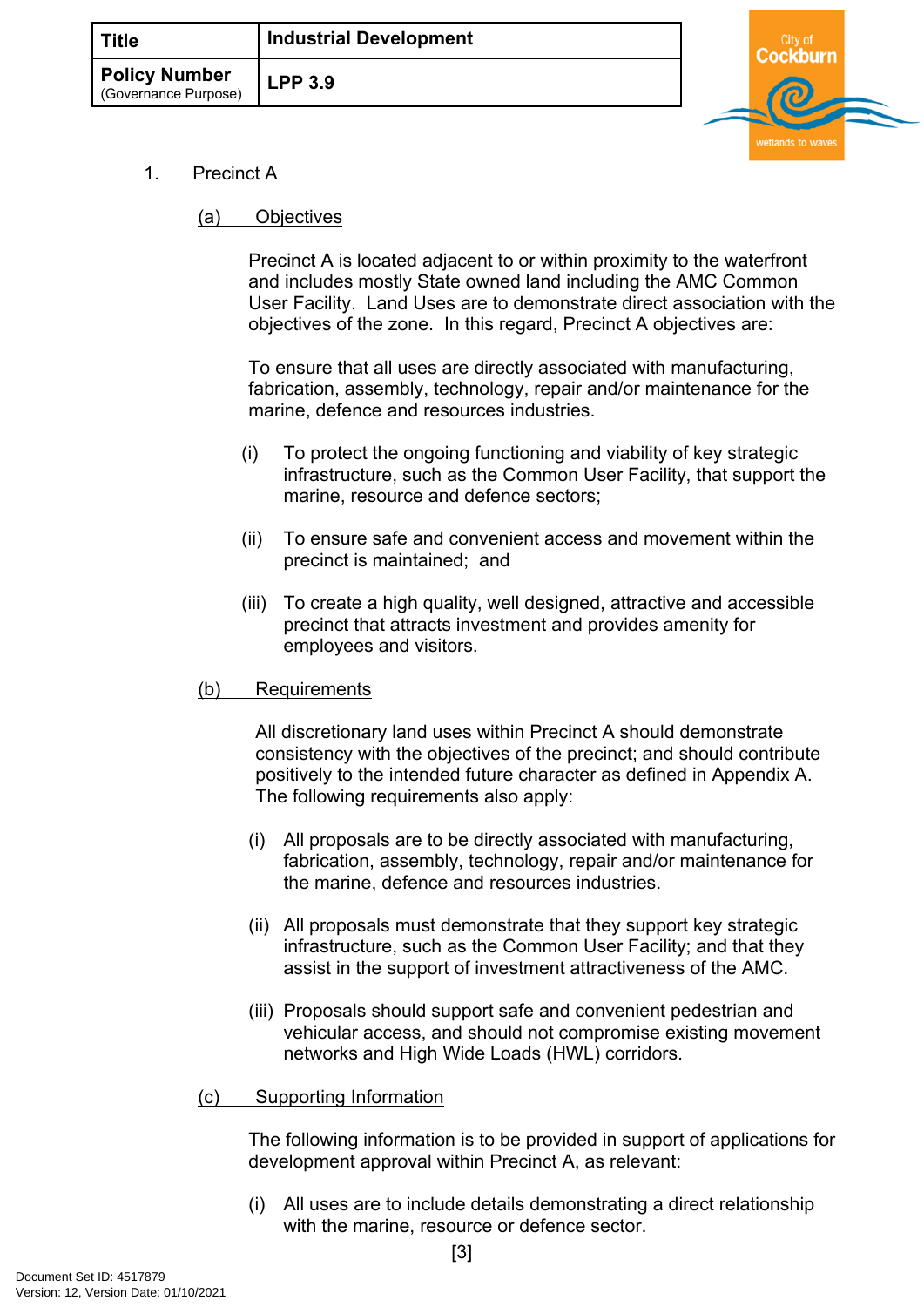1. Precinct A

(a) Objectives

Precinct A is located adjacent to or within proximity to the waterfront and includes mostly State owned land including the AMC Common User Facility. Land Uses are to demonstrate direct association with the objectives of the zone. In this regard, Precinct A objectives are:

To ensure that all uses are directly associated with manufacturing, fabrication, assembly, technology, repair and/or maintenance for the marine, defence and resources industries.

(i) To protect the ongoing functioning and viability of key strategic infrastructure, such as the Common User Facility, that support the marine, resource and defence sectors;

(ii) To ensure safe and convenient access and movement within the precinct is maintained; and

(iii) To create a high quality, well designed, attractive and accessible precinct that attracts investment and provides amenity for employees and visitors.

(b) Requirements

All discretionary land uses within Precinct A should demonstrate consistency with the objectives of the precinct; and should contribute positively to the intended future character as defined in Appendix A. The following requirements also apply:

(i) All proposals are to be directly associated with manufacturing, fabrication, assembly, technology, repair and/or maintenance for the marine, defence and resources industries.

(ii) All proposals must demonstrate that they support key strategic infrastructure, such as the Common User Facility; and that they assist in the support of investment attractiveness of the AMC.

(iii) Proposals should support safe and convenient pedestrian and vehicular access, and should not compromise existing movement networks and High Wide Loads (HWL) corridors.

(c) Supporting Information

The following information is to be provided in support of applications for development approval within Precinct A, as relevant:

(i) All uses are to include details demonstrating a direct relationship with the marine, resource or defence sector.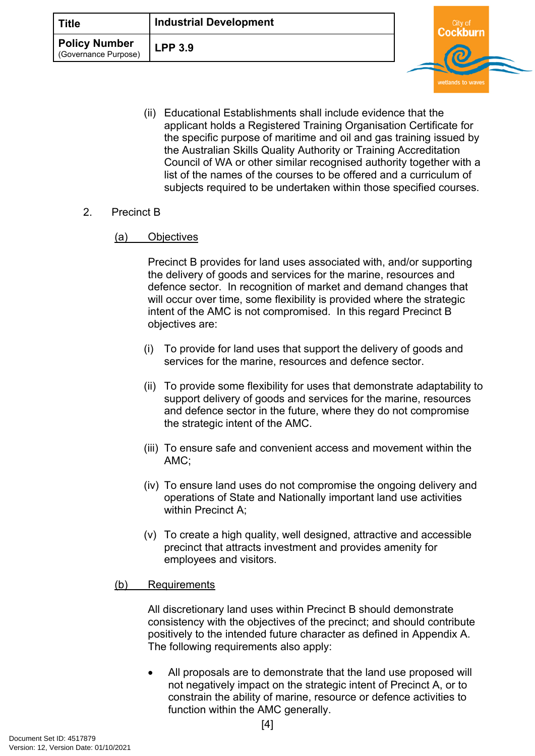(ii) Educational Establishments shall include evidence that the applicant holds a Registered Training Organisation Certificate for the specific purpose of maritime and oil and gas training issued by the Australian Skills Quality Authority or Training Accreditation Council of WA or other similar recognised authority together with a list of the names of the courses to be offered and a curriculum of subjects required to be undertaken within those specified courses.

2. Precinct B

(a) Objectives

Precinct B provides for land uses associated with, and/or supporting the delivery of goods and services for the marine, resources and defence sector. In recognition of market and demand changes that will occur over time, some flexibility is provided where the strategic intent of the AMC is not compromised. In this regard Precinct B objectives are:

(i) To provide for land uses that support the delivery of goods and services for the marine, resources and defence sector.

(ii) To provide some flexibility for uses that demonstrate adaptability to support delivery of goods and services for the marine, resources and defence sector in the future, where they do not compromise the strategic intent of the AMC.

(iii) To ensure safe and convenient access and movement within the AMC;

(iv) To ensure land uses do not compromise the ongoing delivery and operations of State and Nationally important land use activities within Precinct A;

(v) To create a high quality, well designed, attractive and accessible precinct that attracts investment and provides amenity for employees and visitors.

(b) Requirements

All discretionary land uses within Precinct B should demonstrate consistency with the objectives of the precinct; and should contribute positively to the intended future character as defined in Appendix A. The following requirements also apply:

- All proposals are to demonstrate that the land use proposed will not negatively impact on the strategic intent of Precinct A, or to constrain the ability of marine, resource or defence activities to function within the AMC generally.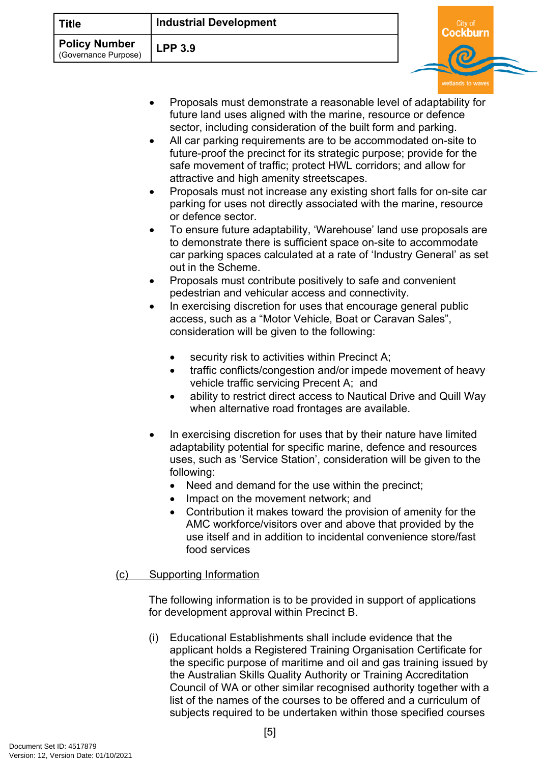- Proposals must demonstrate a reasonable level of adaptability for future land uses aligned with the marine, resource or defence sector, including consideration of the built form and parking.
- All car parking requirements are to be accommodated on-site to future-proof the precinct for its strategic purpose; provide for the safe movement of traffic; protect HWL corridors; and allow for attractive and high amenity streetscapes.
- Proposals must not increase any existing short falls for on-site car parking for uses not directly associated with the marine, resource or defence sector.
- To ensure future adaptability, 'Warehouse' land use proposals are to demonstrate there is sufficient space on-site to accommodate car parking spaces calculated at a rate of 'Industry General' as set out in the Scheme.
- Proposals must contribute positively to safe and convenient pedestrian and vehicular access and connectivity.
- In exercising discretion for uses that encourage general public access, such as a "Motor Vehicle, Boat or Caravan Sales", consideration will be given to the following:
    - security risk to activities within Precinct A;
    - traffic conflicts/congestion and/or impede movement of heavy vehicle traffic servicing Precent A; and
    - ability to restrict direct access to Nautical Drive and Quill Way when alternative road frontages are available.
- In exercising discretion for uses that by their nature have limited adaptability potential for specific marine, defence and resources uses, such as 'Service Station', consideration will be given to the following:
    - Need and demand for the use within the precinct;
    - Impact on the movement network; and
    - Contribution it makes toward the provision of amenity for the AMC workforce/visitors over and above that provided by the use itself and in addition to incidental convenience store/fast food services

(c) Supporting Information

The following information is to be provided in support of applications for development approval within Precinct B.

(i) Educational Establishments shall include evidence that the applicant holds a Registered Training Organisation Certificate for the specific purpose of maritime and oil and gas training issued by the Australian Skills Quality Authority or Training Accreditation Council of WA or other similar recognised authority together with a list of the names of the courses to be offered and a curriculum of subjects required to be undertaken within those specified courses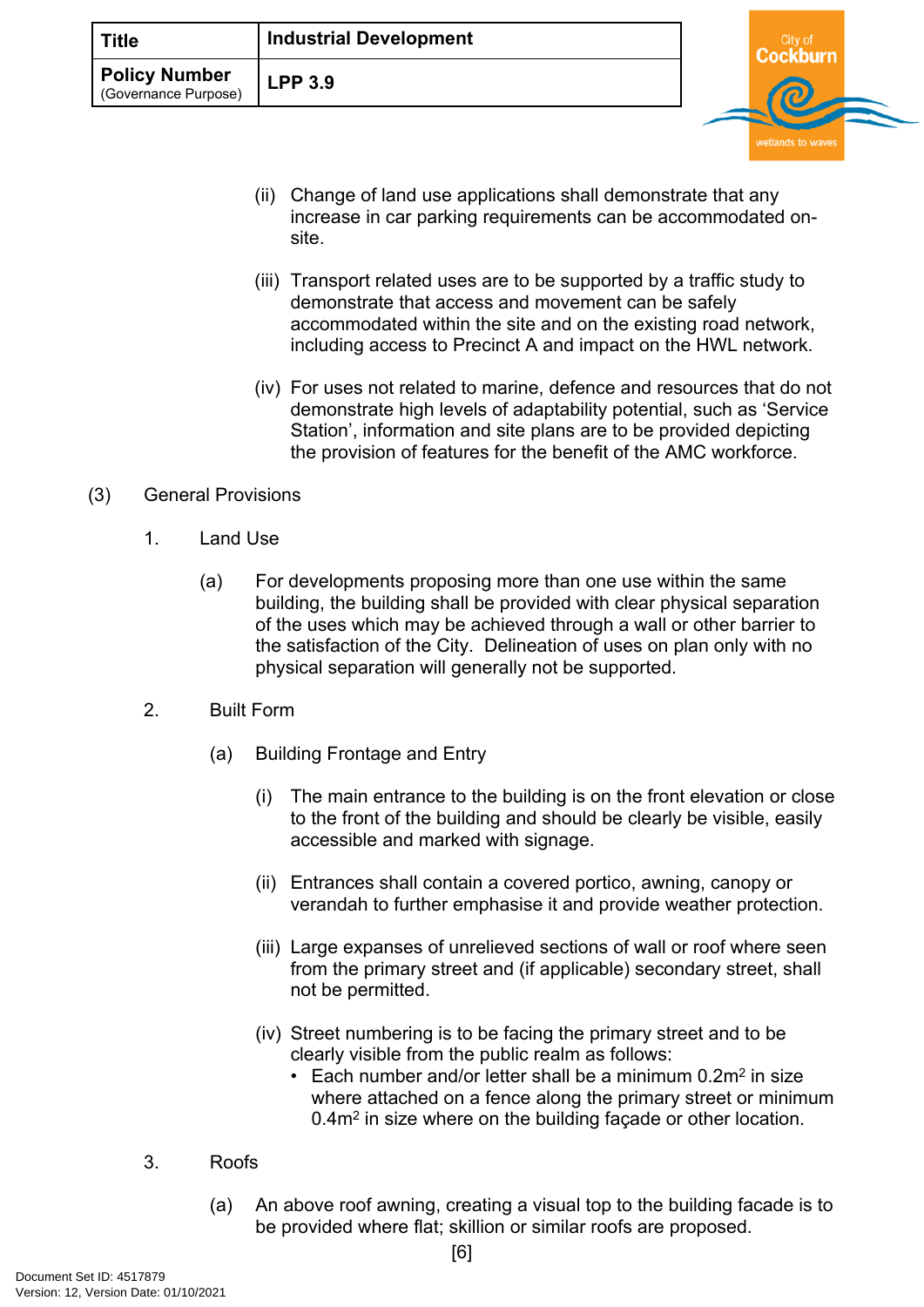(ii) Change of land use applications shall demonstrate that any increase in car parking requirements can be accommodated on-site.

(iii) Transport related uses are to be supported by a traffic study to demonstrate that access and movement can be safely accommodated within the site and on the existing road network, including access to Precinct A and impact on the HWL network.

(iv) For uses not related to marine, defence and resources that do not demonstrate high levels of adaptability potential, such as 'Service Station', information and site plans are to be provided depicting the provision of features for the benefit of the AMC workforce.

(3) General Provisions

1. Land Use

(a) For developments proposing more than one use within the same building, the building shall be provided with clear physical separation of the uses which may be achieved through a wall or other barrier to the satisfaction of the City. Delineation of uses on plan only with no physical separation will generally not be supported.

2. Built Form

(a) Building Frontage and Entry

(i) The main entrance to the building is on the front elevation or close to the front of the building and should be clearly be visible, easily accessible and marked with signage.

(ii) Entrances shall contain a covered portico, awning, canopy or verandah to further emphasise it and provide weather protection.

(iii) Large expanses of unrelieved sections of wall or roof where seen from the primary street and (if applicable) secondary street, shall not be permitted.

(iv) Street numbering is to be facing the primary street and to be clearly visible from the public realm as follows:

- Each number and/or letter shall be a minimum 0.2m$^2$ in size where attached on a fence along the primary street or minimum 0.4m$^2$ in size where on the building façade or other location.

3. Roofs

(a) An above roof awning, creating a visual top to the building facade is to be provided where flat; skillion or similar roofs are proposed.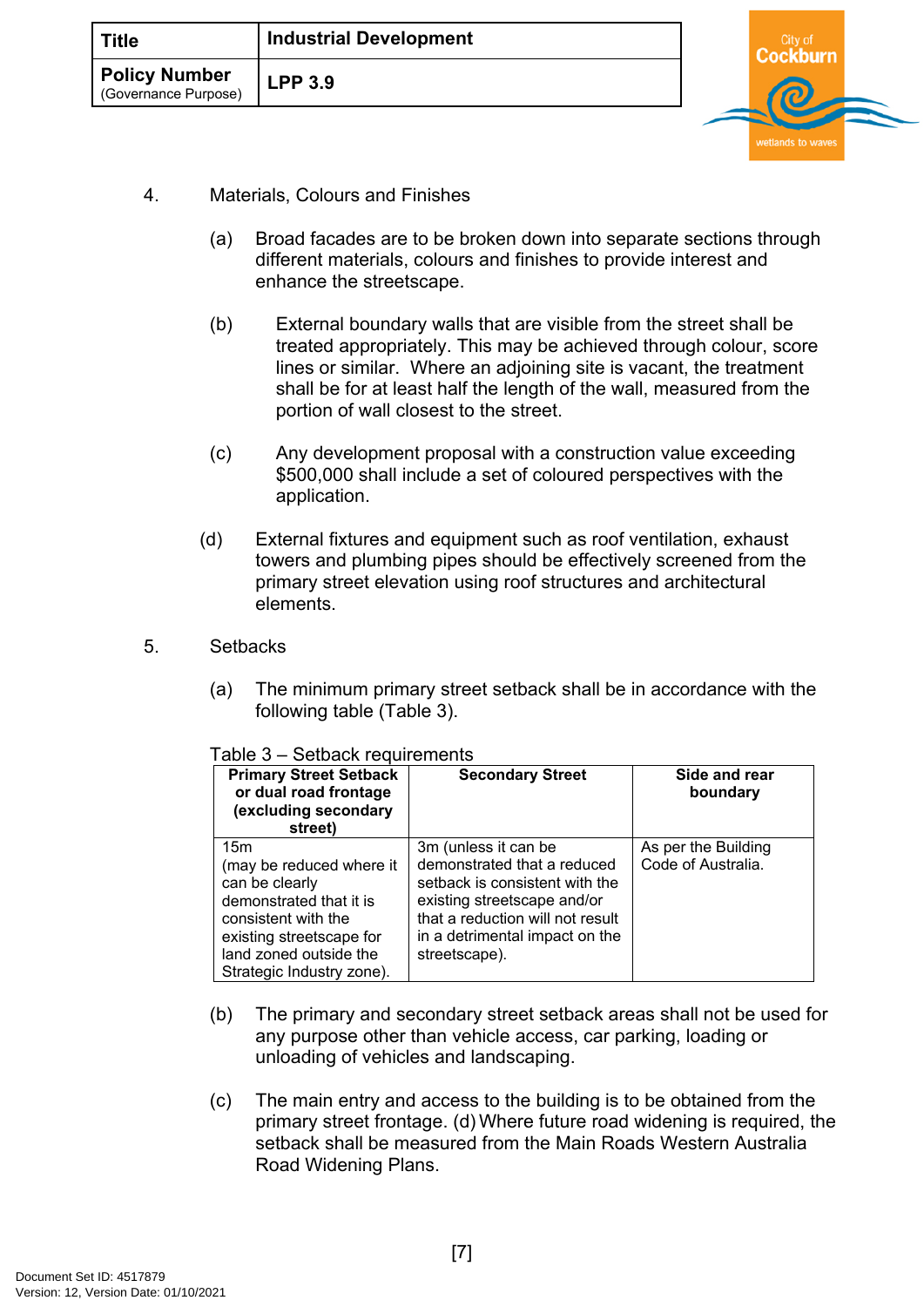4. Materials, Colours and Finishes

   (a) Broad facades are to be broken down into separate sections through different materials, colours and finishes to provide interest and enhance the streetscape.

   (b) External boundary walls that are visible from the street shall be treated appropriately. This may be achieved through colour, score lines or similar. Where an adjoining site is vacant, the treatment shall be for at least half the length of the wall, measured from the portion of wall closest to the street.

   (c) Any development proposal with a construction value exceeding $500,000 shall include a set of coloured perspectives with the application.

   (d) External fixtures and equipment such as roof ventilation, exhaust towers and plumbing pipes should be effectively screened from the primary street elevation using roof structures and architectural elements.

5. Setbacks

   (a) The minimum primary street setback shall be in accordance with the following table (Table 3).

Table 3 – Setback requirements

| Primary Street Setback or dual road frontage (excluding secondary street) | Secondary Street | Side and rear boundary |
|---|---|---|
| 15m (may be reduced where it can be clearly demonstrated that it is consistent with the existing streetscape for land zoned outside the Strategic Industry zone). | 3m (unless it can be demonstrated that a reduced setback is consistent with the existing streetscape and/or that a reduction will not result in a detrimental impact on the streetscape). | As per the Building Code of Australia. |

   (b) The primary and secondary street setback areas shall not be used for any purpose other than vehicle access, car parking, loading or unloading of vehicles and landscaping.

   (c) The main entry and access to the building is to be obtained from the primary street frontage. (d) Where future road widening is required, the setback shall be measured from the Main Roads Western Australia Road Widening Plans.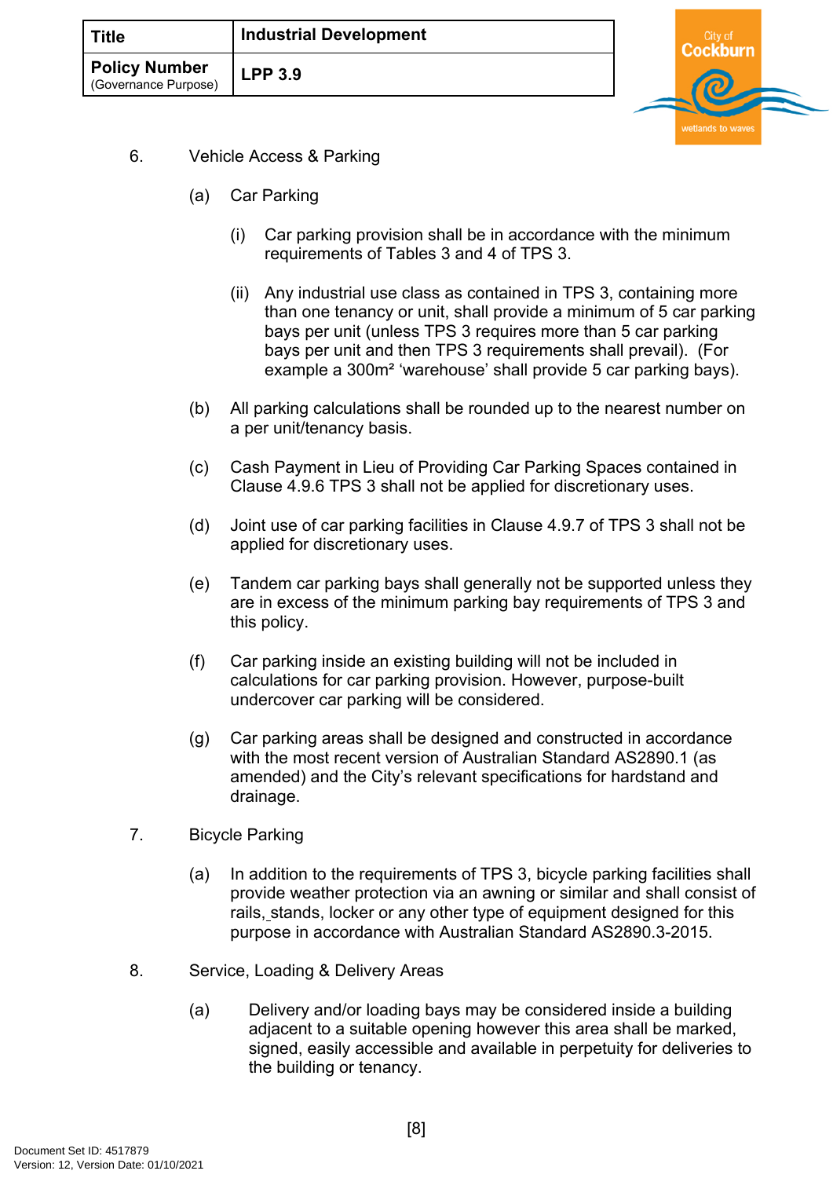6. Vehicle Access & Parking

   (a) Car Parking

      (i) Car parking provision shall be in accordance with the minimum requirements of Tables 3 and 4 of TPS 3.

      (ii) Any industrial use class as contained in TPS 3, containing more than one tenancy or unit, shall provide a minimum of 5 car parking bays per unit (unless TPS 3 requires more than 5 car parking bays per unit and then TPS 3 requirements shall prevail). (For example a 300m² 'warehouse' shall provide 5 car parking bays).

   (b) All parking calculations shall be rounded up to the nearest number on a per unit/tenancy basis.

   (c) Cash Payment in Lieu of Providing Car Parking Spaces contained in Clause 4.9.6 TPS 3 shall not be applied for discretionary uses.

   (d) Joint use of car parking facilities in Clause 4.9.7 of TPS 3 shall not be applied for discretionary uses.

   (e) Tandem car parking bays shall generally not be supported unless they are in excess of the minimum parking bay requirements of TPS 3 and this policy.

   (f) Car parking inside an existing building will not be included in calculations for car parking provision. However, purpose-built undercover car parking will be considered.

   (g) Car parking areas shall be designed and constructed in accordance with the most recent version of Australian Standard AS2890.1 (as amended) and the City's relevant specifications for hardstand and drainage.

7. Bicycle Parking

   (a) In addition to the requirements of TPS 3, bicycle parking facilities shall provide weather protection via an awning or similar and shall consist of rails, stands, locker or any other type of equipment designed for this purpose in accordance with Australian Standard AS2890.3-2015.

8. Service, Loading & Delivery Areas

   (a) Delivery and/or loading bays may be considered inside a building adjacent to a suitable opening however this area shall be marked, signed, easily accessible and available in perpetuity for deliveries to the building or tenancy.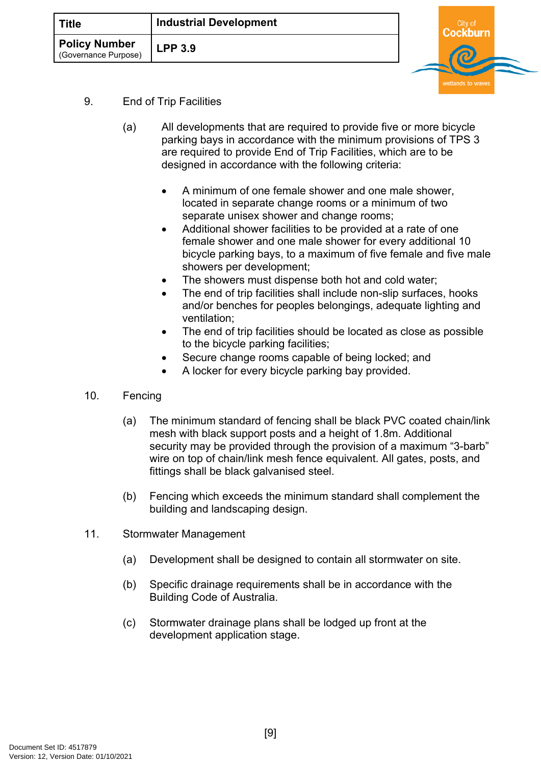9. End of Trip Facilities

   (a) All developments that are required to provide five or more bicycle parking bays in accordance with the minimum provisions of TPS 3 are required to provide End of Trip Facilities, which are to be designed in accordance with the following criteria:

   - A minimum of one female shower and one male shower, located in separate change rooms or a minimum of two separate unisex shower and change rooms;
   - Additional shower facilities to be provided at a rate of one female shower and one male shower for every additional 10 bicycle parking bays, to a maximum of five female and five male showers per development;
   - The showers must dispense both hot and cold water;
   - The end of trip facilities shall include non-slip surfaces, hooks and/or benches for peoples belongings, adequate lighting and ventilation;
   - The end of trip facilities should be located as close as possible to the bicycle parking facilities;
   - Secure change rooms capable of being locked; and
   - A locker for every bicycle parking bay provided.

10. Fencing

   (a) The minimum standard of fencing shall be black PVC coated chain/link mesh with black support posts and a height of 1.8m. Additional security may be provided through the provision of a maximum "3-barb" wire on top of chain/link mesh fence equivalent. All gates, posts, and fittings shall be black galvanised steel.

   (b) Fencing which exceeds the minimum standard shall complement the building and landscaping design.

11. Stormwater Management

   (a) Development shall be designed to contain all stormwater on site.

   (b) Specific drainage requirements shall be in accordance with the Building Code of Australia.

   (c) Stormwater drainage plans shall be lodged up front at the development application stage.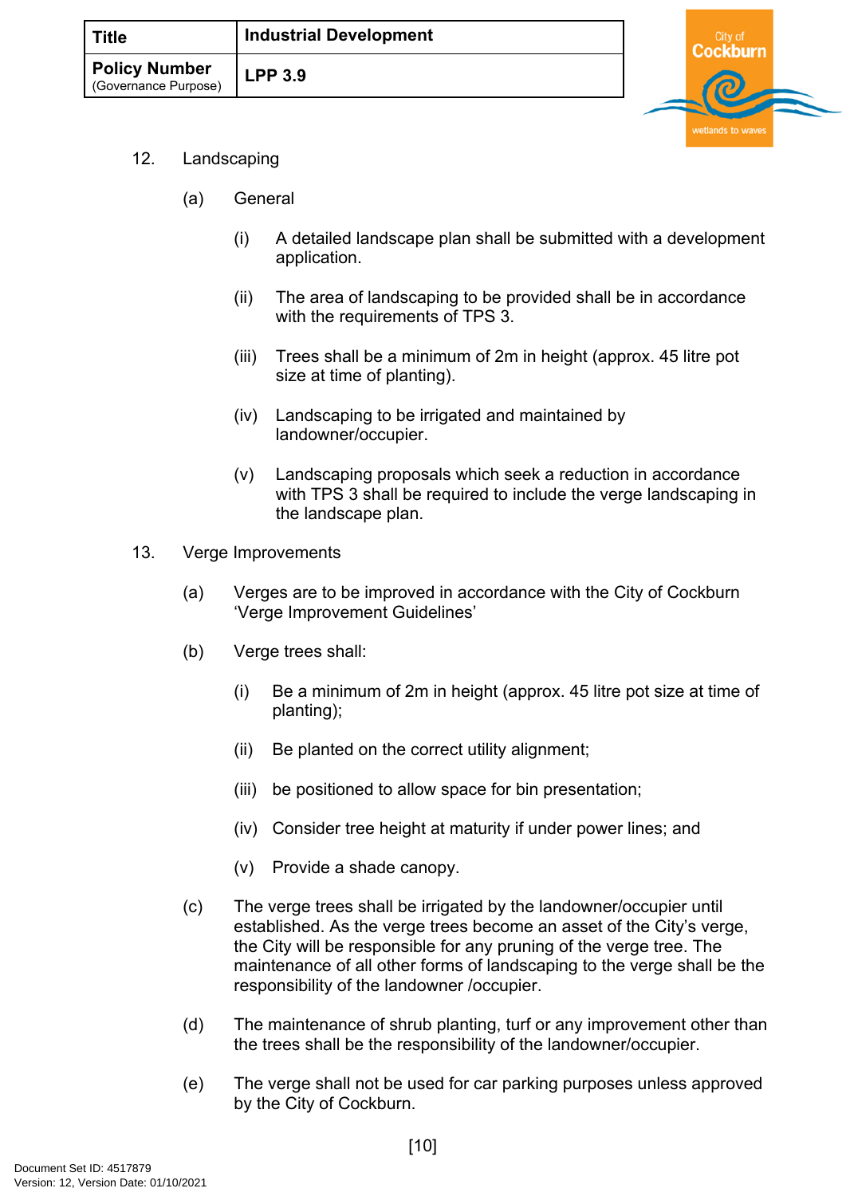12. Landscaping

    (a) General

        (i) A detailed landscape plan shall be submitted with a development application.

        (ii) The area of landscaping to be provided shall be in accordance with the requirements of TPS 3.

        (iii) Trees shall be a minimum of 2m in height (approx. 45 litre pot size at time of planting).

        (iv) Landscaping to be irrigated and maintained by landowner/occupier.

        (v) Landscaping proposals which seek a reduction in accordance with TPS 3 shall be required to include the verge landscaping in the landscape plan.

13. Verge Improvements

    (a) Verges are to be improved in accordance with the City of Cockburn 'Verge Improvement Guidelines'

    (b) Verge trees shall:

        (i) Be a minimum of 2m in height (approx. 45 litre pot size at time of planting);

        (ii) Be planted on the correct utility alignment;

        (iii) be positioned to allow space for bin presentation;

        (iv) Consider tree height at maturity if under power lines; and

        (v) Provide a shade canopy.

    (c) The verge trees shall be irrigated by the landowner/occupier until established. As the verge trees become an asset of the City's verge, the City will be responsible for any pruning of the verge tree. The maintenance of all other forms of landscaping to the verge shall be the responsibility of the landowner /occupier.

    (d) The maintenance of shrub planting, turf or any improvement other than the trees shall be the responsibility of the landowner/occupier.

    (e) The verge shall not be used for car parking purposes unless approved by the City of Cockburn.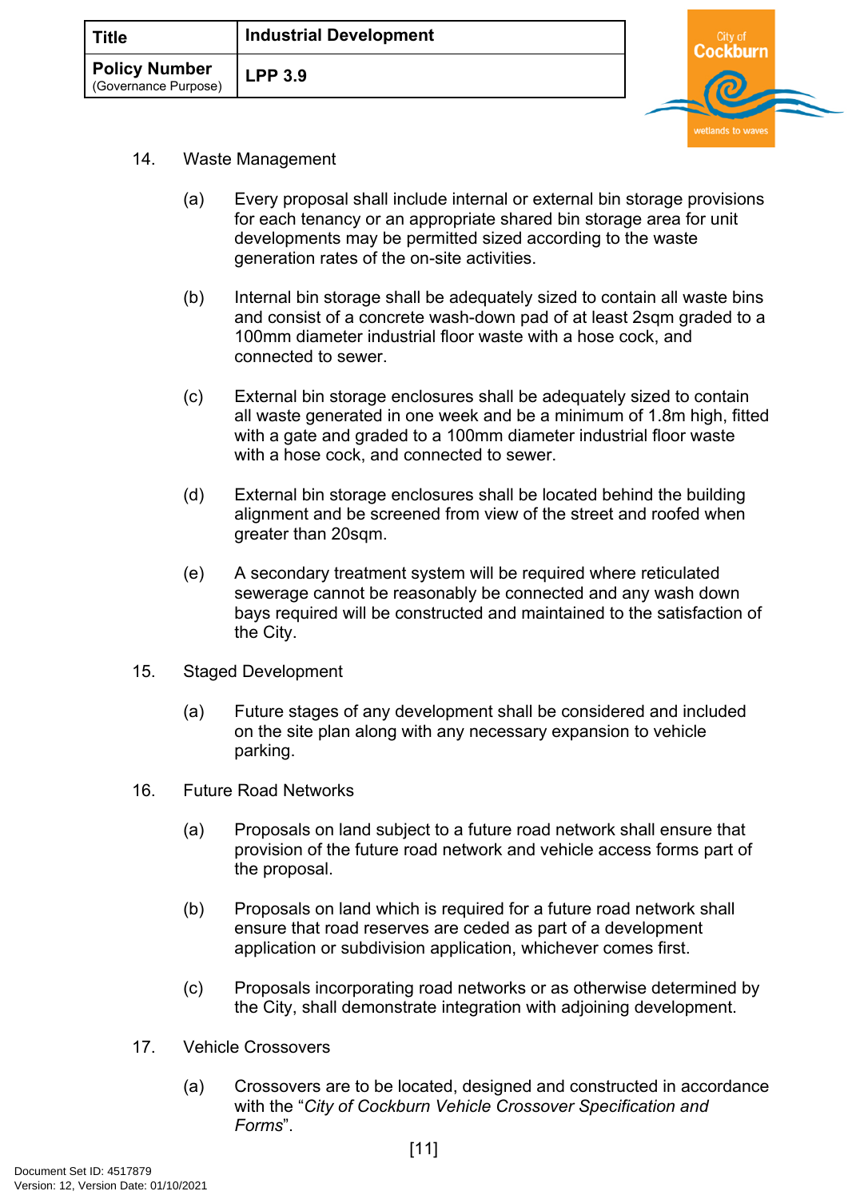14. Waste Management

    (a) Every proposal shall include internal or external bin storage provisions for each tenancy or an appropriate shared bin storage area for unit developments may be permitted sized according to the waste generation rates of the on-site activities.

    (b) Internal bin storage shall be adequately sized to contain all waste bins and consist of a concrete wash-down pad of at least 2sqm graded to a 100mm diameter industrial floor waste with a hose cock, and connected to sewer.

    (c) External bin storage enclosures shall be adequately sized to contain all waste generated in one week and be a minimum of 1.8m high, fitted with a gate and graded to a 100mm diameter industrial floor waste with a hose cock, and connected to sewer.

    (d) External bin storage enclosures shall be located behind the building alignment and be screened from view of the street and roofed when greater than 20sqm.

    (e) A secondary treatment system will be required where reticulated sewerage cannot be reasonably be connected and any wash down bays required will be constructed and maintained to the satisfaction of the City.

15. Staged Development

    (a) Future stages of any development shall be considered and included on the site plan along with any necessary expansion to vehicle parking.

16. Future Road Networks

    (a) Proposals on land subject to a future road network shall ensure that provision of the future road network and vehicle access forms part of the proposal.

    (b) Proposals on land which is required for a future road network shall ensure that road reserves are ceded as part of a development application or subdivision application, whichever comes first.

    (c) Proposals incorporating road networks or as otherwise determined by the City, shall demonstrate integration with adjoining development.

17. Vehicle Crossovers

    (a) Crossovers are to be located, designed and constructed in accordance with the "*City of Cockburn Vehicle Crossover Specification and Forms*".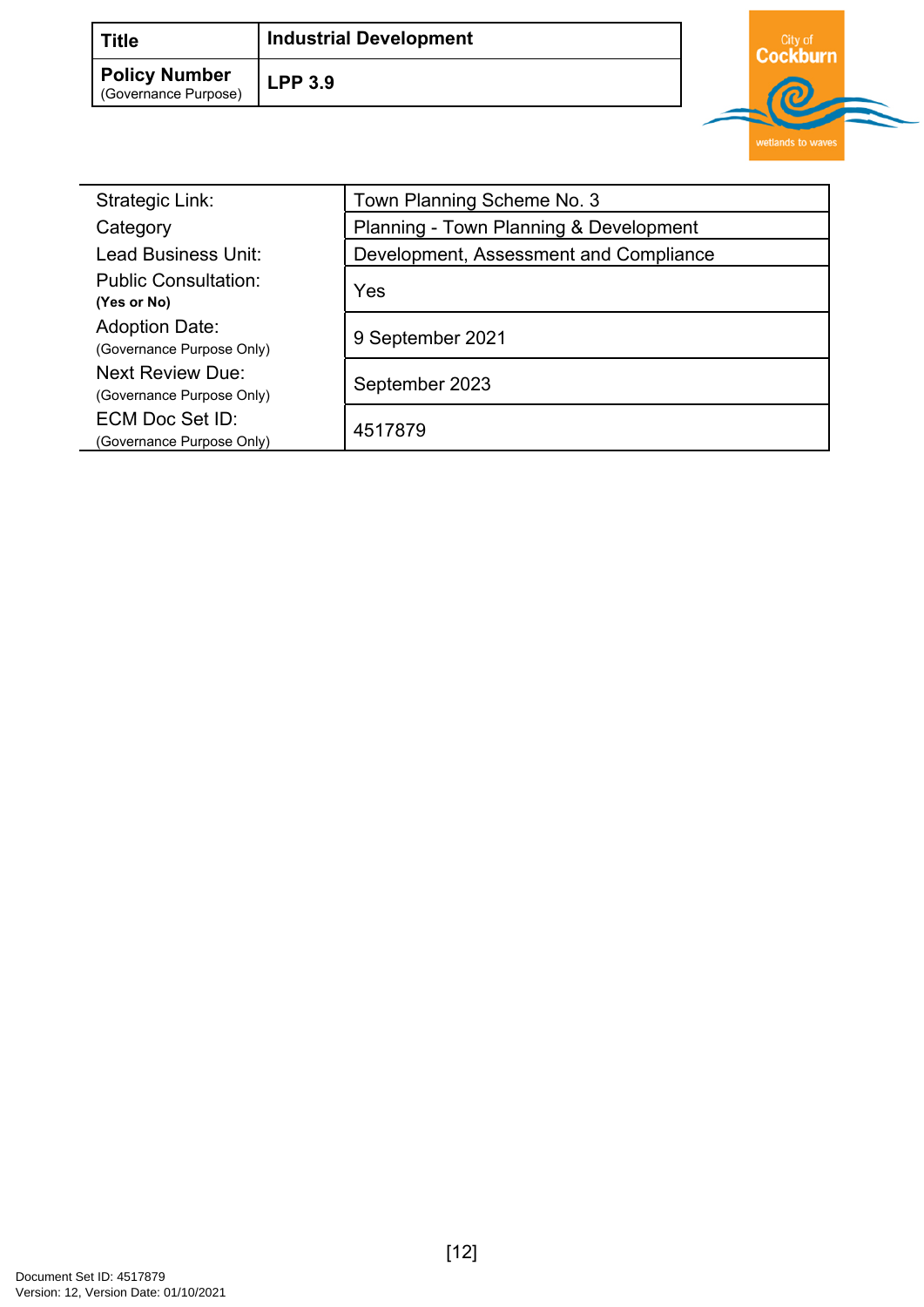| Title | Industrial Development |
|---|---|
| **Policy Number** (Governance Purpose) | **LPP 3.9** |

| | |
|---|---|
| Strategic Link: | Town Planning Scheme No. 3 |
| Category | Planning - Town Planning & Development |
| Lead Business Unit: | Development, Assessment and Compliance |
| Public Consultation: **(Yes or No)** | Yes |
| Adoption Date: (Governance Purpose Only) | 9 September 2021 |
| Next Review Due: (Governance Purpose Only) | September 2023 |
| ECM Doc Set ID: (Governance Purpose Only) | 4517879 |

Document Set ID: 4517879
Version: 12, Version Date: 01/10/2021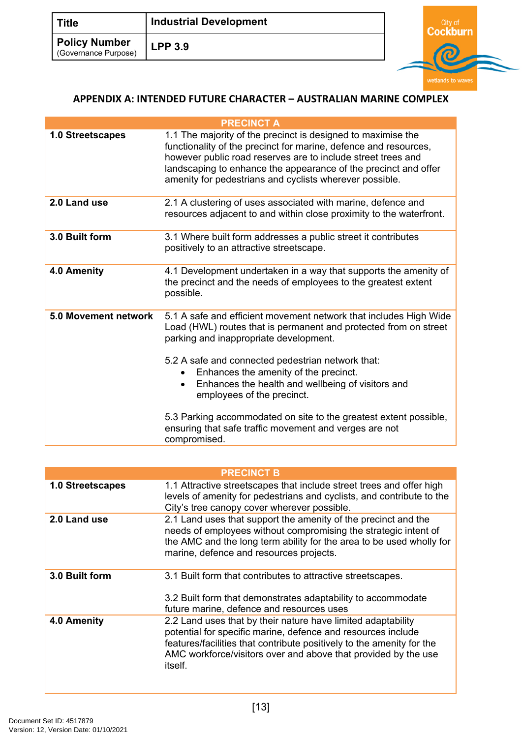| Title | Industrial Development |
|---|---|
| Policy Number (Governance Purpose) | LPP 3.9 |

## APPENDIX A: INTENDED FUTURE CHARACTER – AUSTRALIAN MARINE COMPLEX

| PRECINCT A | |
|---|---|
| **1.0 Streetscapes** | 1.1 The majority of the precinct is designed to maximise the functionality of the precinct for marine, defence and resources, however public road reserves are to include street trees and landscaping to enhance the appearance of the precinct and offer amenity for pedestrians and cyclists wherever possible. |
| **2.0 Land use** | 2.1 A clustering of uses associated with marine, defence and resources adjacent to and within close proximity to the waterfront. |
| **3.0 Built form** | 3.1 Where built form addresses a public street it contributes positively to an attractive streetscape. |
| **4.0 Amenity** | 4.1 Development undertaken in a way that supports the amenity of the precinct and the needs of employees to the greatest extent possible. |
| **5.0 Movement network** | 5.1 A safe and efficient movement network that includes High Wide Load (HWL) routes that is permanent and protected from on street parking and inappropriate development.<br><br>5.2 A safe and connected pedestrian network that:<br>• Enhances the amenity of the precinct.<br>• Enhances the health and wellbeing of visitors and employees of the precinct.<br><br>5.3 Parking accommodated on site to the greatest extent possible, ensuring that safe traffic movement and verges are not compromised. |

| PRECINCT B | |
|---|---|
| **1.0 Streetscapes** | 1.1 Attractive streetscapes that include street trees and offer high levels of amenity for pedestrians and cyclists, and contribute to the City's tree canopy cover wherever possible. |
| **2.0 Land use** | 2.1 Land uses that support the amenity of the precinct and the needs of employees without compromising the strategic intent of the AMC and the long term ability for the area to be used wholly for marine, defence and resources projects. |
| **3.0 Built form** | 3.1 Built form that contributes to attractive streetscapes.<br><br>3.2 Built form that demonstrates adaptability to accommodate future marine, defence and resources uses |
| **4.0 Amenity** | 2.2 Land uses that by their nature have limited adaptability potential for specific marine, defence and resources include features/facilities that contribute positively to the amenity for the AMC workforce/visitors over and above that provided by the use itself. |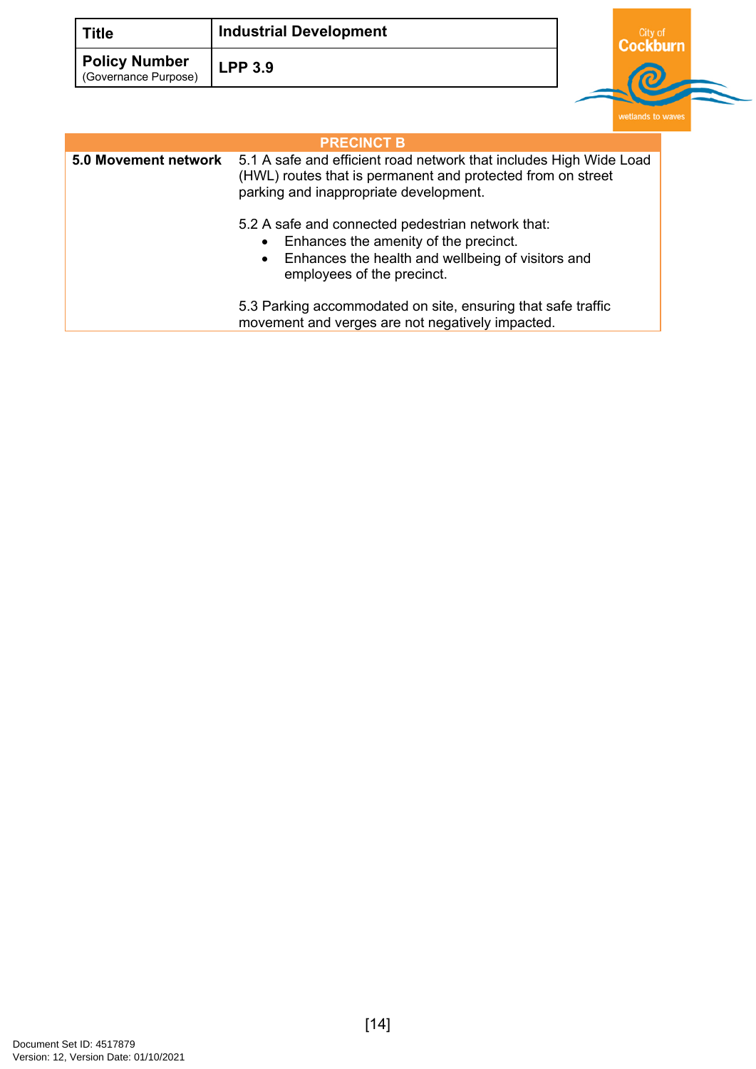| Title | Industrial Development |
| --- | --- |
| **Policy Number** (Governance Purpose) | **LPP 3.9** |

| PRECINCT B | |
| --- | --- |
| **5.0 Movement network** | 5.1 A safe and efficient road network that includes High Wide Load (HWL) routes that is permanent and protected from on street parking and inappropriate development.<br><br>5.2 A safe and connected pedestrian network that:<br>• Enhances the amenity of the precinct.<br>• Enhances the health and wellbeing of visitors and employees of the precinct.<br><br>5.3 Parking accommodated on site, ensuring that safe traffic movement and verges are not negatively impacted. |

Document Set ID: 4517879
Version: 12, Version Date: 01/10/2021